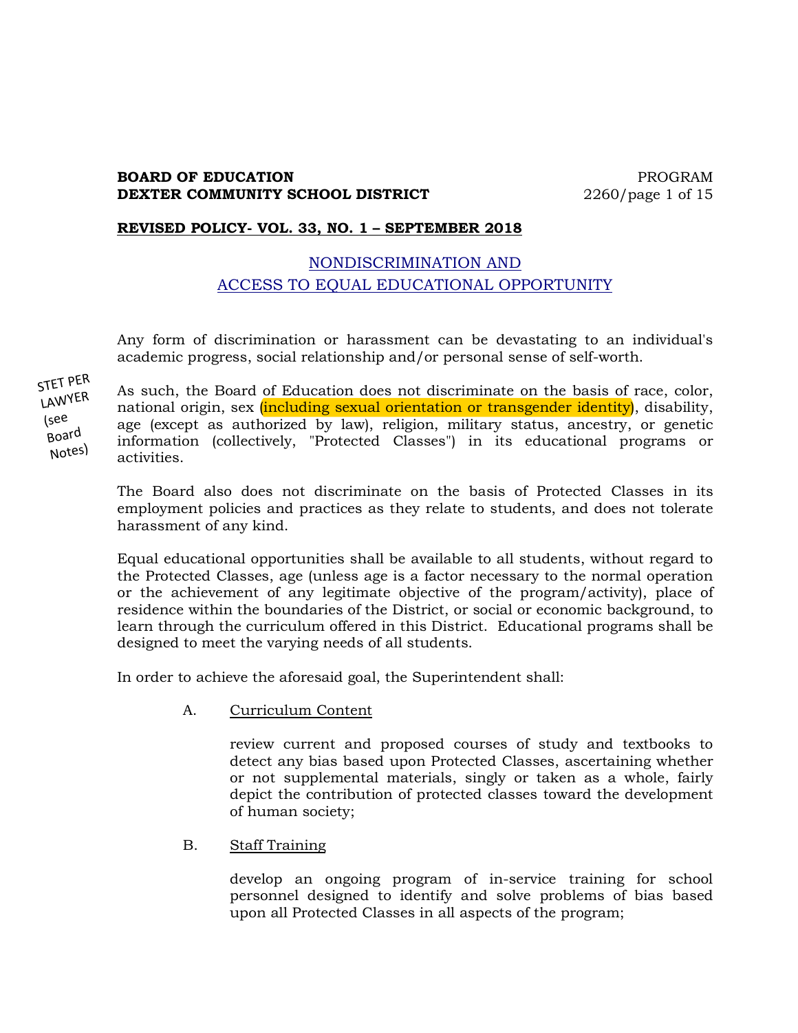**BOARD OF EDUCATION**
**DEXTER COMMUNITY SCHOOL DISTRICT**

PROGRAM
2260

**REVISED POLICY- VOL. 33, NO. 1 – SEPTEMBER 2018**

## NONDISCRIMINATION AND ACCESS TO EQUAL EDUCATIONAL OPPORTUNITY

Any form of discrimination or harassment can be devastating to an individual's academic progress, social relationship and/or personal sense of self-worth.

STET PER LAWYER (see Board Notes)

As such, the Board of Education does not discriminate on the basis of race, color, national origin, sex (including sexual orientation or transgender identity), disability, age (except as authorized by law), religion, military status, ancestry, or genetic information (collectively, "Protected Classes") in its educational programs or activities.

The Board also does not discriminate on the basis of Protected Classes in its employment policies and practices as they relate to students, and does not tolerate harassment of any kind.

Equal educational opportunities shall be available to all students, without regard to the Protected Classes, age (unless age is a factor necessary to the normal operation or the achievement of any legitimate objective of the program/activity), place of residence within the boundaries of the District, or social or economic background, to learn through the curriculum offered in this District. Educational programs shall be designed to meet the varying needs of all students.

In order to achieve the aforesaid goal, the Superintendent shall:

A. Curriculum Content

review current and proposed courses of study and textbooks to detect any bias based upon Protected Classes, ascertaining whether or not supplemental materials, singly or taken as a whole, fairly depict the contribution of protected classes toward the development of human society;

B. Staff Training

develop an ongoing program of in-service training for school personnel designed to identify and solve problems of bias based upon all Protected Classes in all aspects of the program;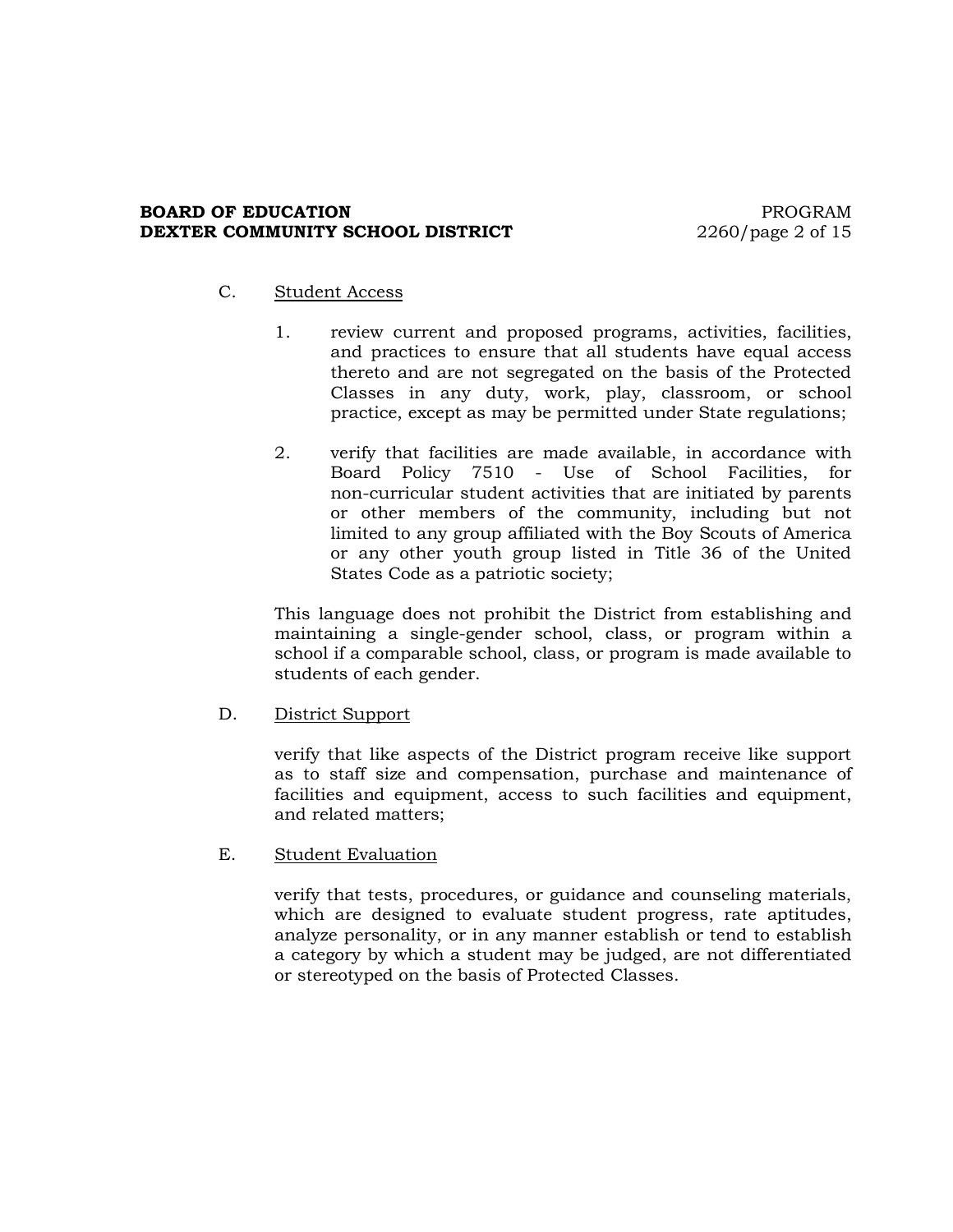C. Student Access

1. review current and proposed programs, activities, facilities, and practices to ensure that all students have equal access thereto and are not segregated on the basis of the Protected Classes in any duty, work, play, classroom, or school practice, except as may be permitted under State regulations;

2. verify that facilities are made available, in accordance with Board Policy 7510 - Use of School Facilities, for non-curricular student activities that are initiated by parents or other members of the community, including but not limited to any group affiliated with the Boy Scouts of America or any other youth group listed in Title 36 of the United States Code as a patriotic society;

This language does not prohibit the District from establishing and maintaining a single-gender school, class, or program within a school if a comparable school, class, or program is made available to students of each gender.

D. District Support

verify that like aspects of the District program receive like support as to staff size and compensation, purchase and maintenance of facilities and equipment, access to such facilities and equipment, and related matters;

E. Student Evaluation

verify that tests, procedures, or guidance and counseling materials, which are designed to evaluate student progress, rate aptitudes, analyze personality, or in any manner establish or tend to establish a category by which a student may be judged, are not differentiated or stereotyped on the basis of Protected Classes.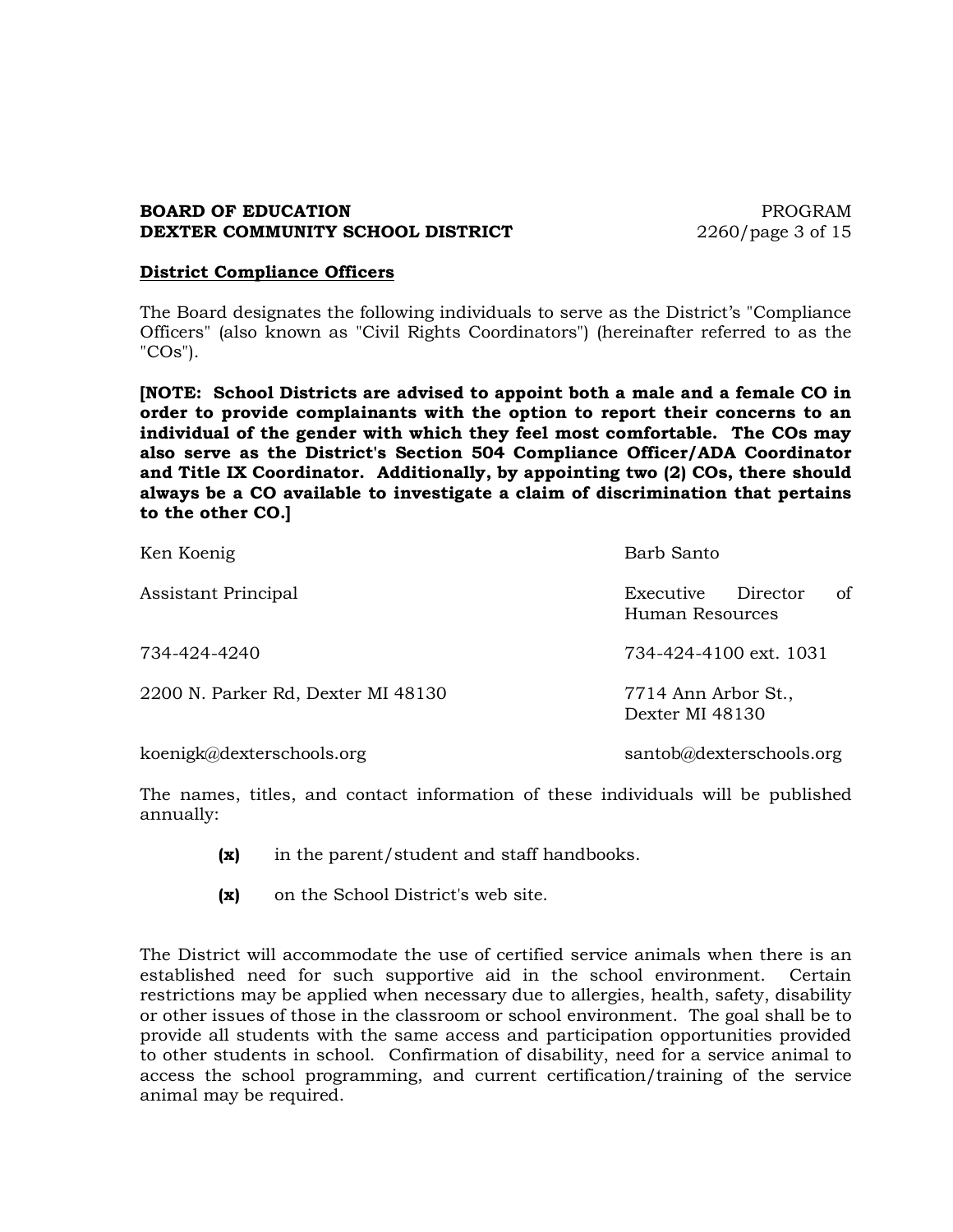**District Compliance Officers**

The Board designates the following individuals to serve as the District's "Compliance Officers" (also known as "Civil Rights Coordinators") (hereinafter referred to as the "COs").

**[NOTE: School Districts are advised to appoint both a male and a female CO in order to provide complainants with the option to report their concerns to an individual of the gender with which they feel most comfortable. The COs may also serve as the District's Section 504 Compliance Officer/ADA Coordinator and Title IX Coordinator. Additionally, by appointing two (2) COs, there should always be a CO available to investigate a claim of discrimination that pertains to the other CO.]**

| | |
|---|---|
| Ken Koenig | Barb Santo |
| Assistant Principal | Executive Director of Human Resources |
| 734-424-4240 | 734-424-4100 ext. 1031 |
| 2200 N. Parker Rd, Dexter MI 48130 | 7714 Ann Arbor St., Dexter MI 48130 |
| koenigk@dexterschools.org | santob@dexterschools.org |

The names, titles, and contact information of these individuals will be published annually:

**(x)** in the parent/student and staff handbooks.

**(x)** on the School District's web site.

The District will accommodate the use of certified service animals when there is an established need for such supportive aid in the school environment. Certain restrictions may be applied when necessary due to allergies, health, safety, disability or other issues of those in the classroom or school environment. The goal shall be to provide all students with the same access and participation opportunities provided to other students in school. Confirmation of disability, need for a service animal to access the school programming, and current certification/training of the service animal may be required.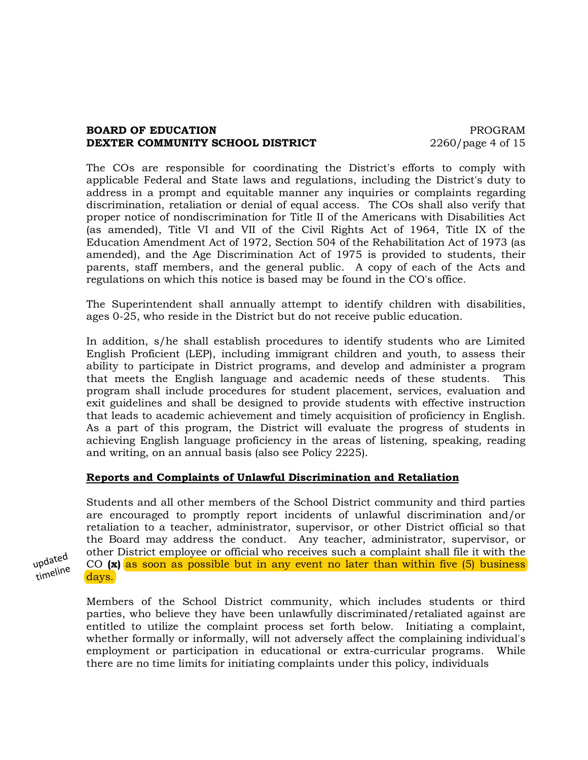The COs are responsible for coordinating the District's efforts to comply with applicable Federal and State laws and regulations, including the District's duty to address in a prompt and equitable manner any inquiries or complaints regarding discrimination, retaliation or denial of equal access. The COs shall also verify that proper notice of nondiscrimination for Title II of the Americans with Disabilities Act (as amended), Title VI and VII of the Civil Rights Act of 1964, Title IX of the Education Amendment Act of 1972, Section 504 of the Rehabilitation Act of 1973 (as amended), and the Age Discrimination Act of 1975 is provided to students, their parents, staff members, and the general public. A copy of each of the Acts and regulations on which this notice is based may be found in the CO's office.

The Superintendent shall annually attempt to identify children with disabilities, ages 0-25, who reside in the District but do not receive public education.

In addition, s/he shall establish procedures to identify students who are Limited English Proficient (LEP), including immigrant children and youth, to assess their ability to participate in District programs, and develop and administer a program that meets the English language and academic needs of these students. This program shall include procedures for student placement, services, evaluation and exit guidelines and shall be designed to provide students with effective instruction that leads to academic achievement and timely acquisition of proficiency in English. As a part of this program, the District will evaluate the progress of students in achieving English language proficiency in the areas of listening, speaking, reading and writing, on an annual basis (also see Policy 2225).

**Reports and Complaints of Unlawful Discrimination and Retaliation**

Students and all other members of the School District community and third parties are encouraged to promptly report incidents of unlawful discrimination and/or retaliation to a teacher, administrator, supervisor, or other District official so that the Board may address the conduct. Any teacher, administrator, supervisor, or other District employee or official who receives such a complaint shall file it with the CO **(x)** as soon as possible but in any event no later than within five (5) business days.

updated timeline

Members of the School District community, which includes students or third parties, who believe they have been unlawfully discriminated/retaliated against are entitled to utilize the complaint process set forth below. Initiating a complaint, whether formally or informally, will not adversely affect the complaining individual's employment or participation in educational or extra-curricular programs. While there are no time limits for initiating complaints under this policy, individuals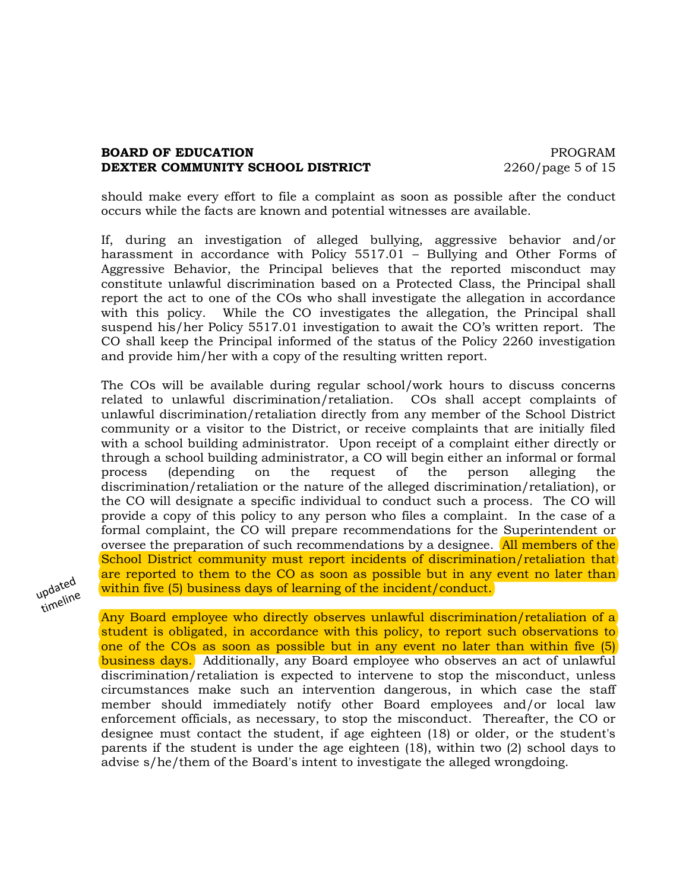should make every effort to file a complaint as soon as possible after the conduct occurs while the facts are known and potential witnesses are available.

If, during an investigation of alleged bullying, aggressive behavior and/or harassment in accordance with Policy 5517.01 – Bullying and Other Forms of Aggressive Behavior, the Principal believes that the reported misconduct may constitute unlawful discrimination based on a Protected Class, the Principal shall report the act to one of the COs who shall investigate the allegation in accordance with this policy. While the CO investigates the allegation, the Principal shall suspend his/her Policy 5517.01 investigation to await the CO's written report. The CO shall keep the Principal informed of the status of the Policy 2260 investigation and provide him/her with a copy of the resulting written report.

The COs will be available during regular school/work hours to discuss concerns related to unlawful discrimination/retaliation. COs shall accept complaints of unlawful discrimination/retaliation directly from any member of the School District community or a visitor to the District, or receive complaints that are initially filed with a school building administrator. Upon receipt of a complaint either directly or through a school building administrator, a CO will begin either an informal or formal process (depending on the request of the person alleging the discrimination/retaliation or the nature of the alleged discrimination/retaliation), or the CO will designate a specific individual to conduct such a process. The CO will provide a copy of this policy to any person who files a complaint. In the case of a formal complaint, the CO will prepare recommendations for the Superintendent or oversee the preparation of such recommendations by a designee. All members of the School District community must report incidents of discrimination/retaliation that are reported to them to the CO as soon as possible but in any event no later than within five (5) business days of learning of the incident/conduct.

updated timeline

Any Board employee who directly observes unlawful discrimination/retaliation of a student is obligated, in accordance with this policy, to report such observations to one of the COs as soon as possible but in any event no later than within five (5) business days. Additionally, any Board employee who observes an act of unlawful discrimination/retaliation is expected to intervene to stop the misconduct, unless circumstances make such an intervention dangerous, in which case the staff member should immediately notify other Board employees and/or local law enforcement officials, as necessary, to stop the misconduct. Thereafter, the CO or designee must contact the student, if age eighteen (18) or older, or the student's parents if the student is under the age eighteen (18), within two (2) school days to advise s/he/them of the Board's intent to investigate the alleged wrongdoing.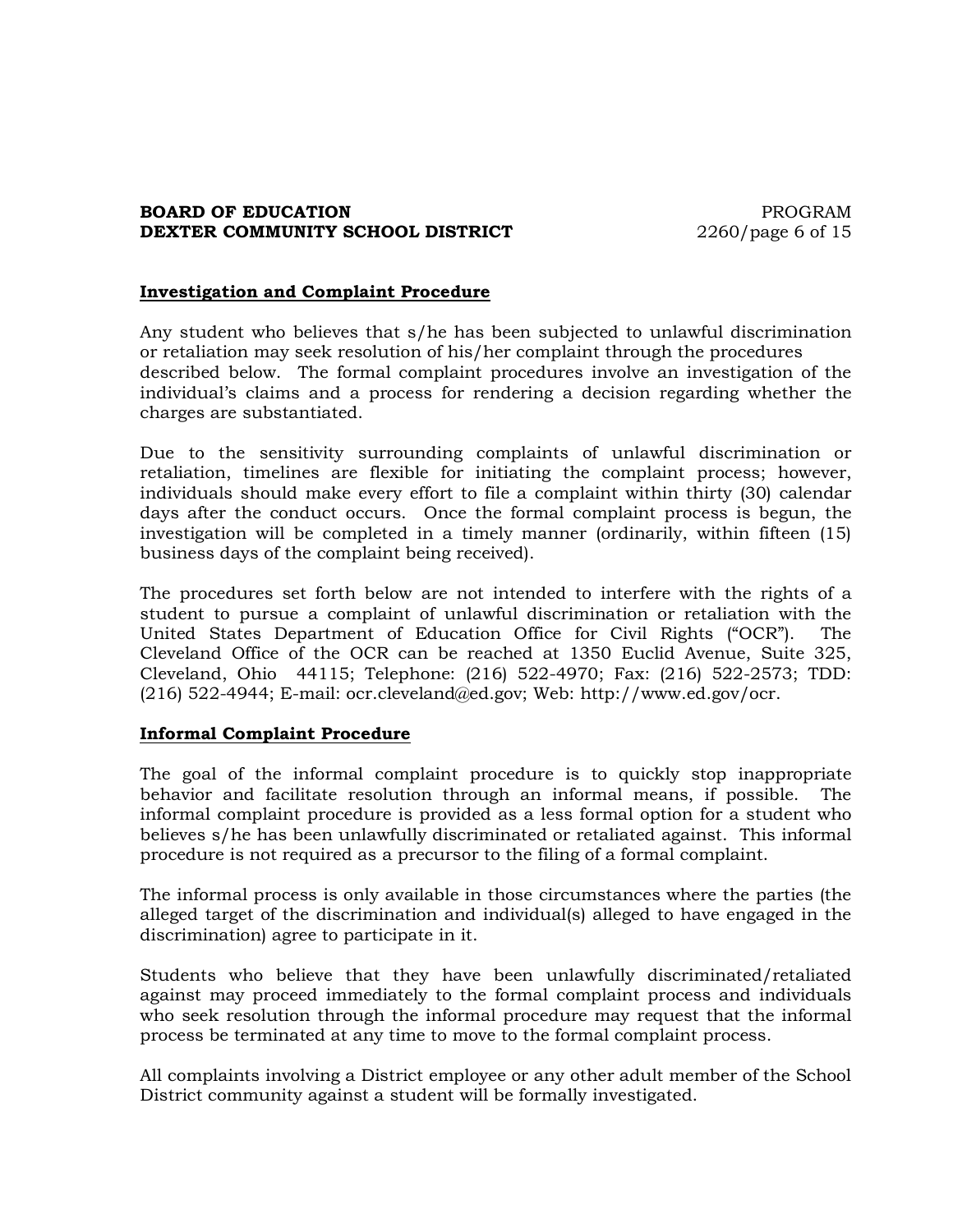## Investigation and Complaint Procedure

Any student who believes that s/he has been subjected to unlawful discrimination or retaliation may seek resolution of his/her complaint through the procedures described below. The formal complaint procedures involve an investigation of the individual's claims and a process for rendering a decision regarding whether the charges are substantiated.

Due to the sensitivity surrounding complaints of unlawful discrimination or retaliation, timelines are flexible for initiating the complaint process; however, individuals should make every effort to file a complaint within thirty (30) calendar days after the conduct occurs. Once the formal complaint process is begun, the investigation will be completed in a timely manner (ordinarily, within fifteen (15) business days of the complaint being received).

The procedures set forth below are not intended to interfere with the rights of a student to pursue a complaint of unlawful discrimination or retaliation with the United States Department of Education Office for Civil Rights ("OCR"). The Cleveland Office of the OCR can be reached at 1350 Euclid Avenue, Suite 325, Cleveland, Ohio 44115; Telephone: (216) 522-4970; Fax: (216) 522-2573; TDD: (216) 522-4944; E-mail: ocr.cleveland@ed.gov; Web: http://www.ed.gov/ocr.

## Informal Complaint Procedure

The goal of the informal complaint procedure is to quickly stop inappropriate behavior and facilitate resolution through an informal means, if possible. The informal complaint procedure is provided as a less formal option for a student who believes s/he has been unlawfully discriminated or retaliated against. This informal procedure is not required as a precursor to the filing of a formal complaint.

The informal process is only available in those circumstances where the parties (the alleged target of the discrimination and individual(s) alleged to have engaged in the discrimination) agree to participate in it.

Students who believe that they have been unlawfully discriminated/retaliated against may proceed immediately to the formal complaint process and individuals who seek resolution through the informal procedure may request that the informal process be terminated at any time to move to the formal complaint process.

All complaints involving a District employee or any other adult member of the School District community against a student will be formally investigated.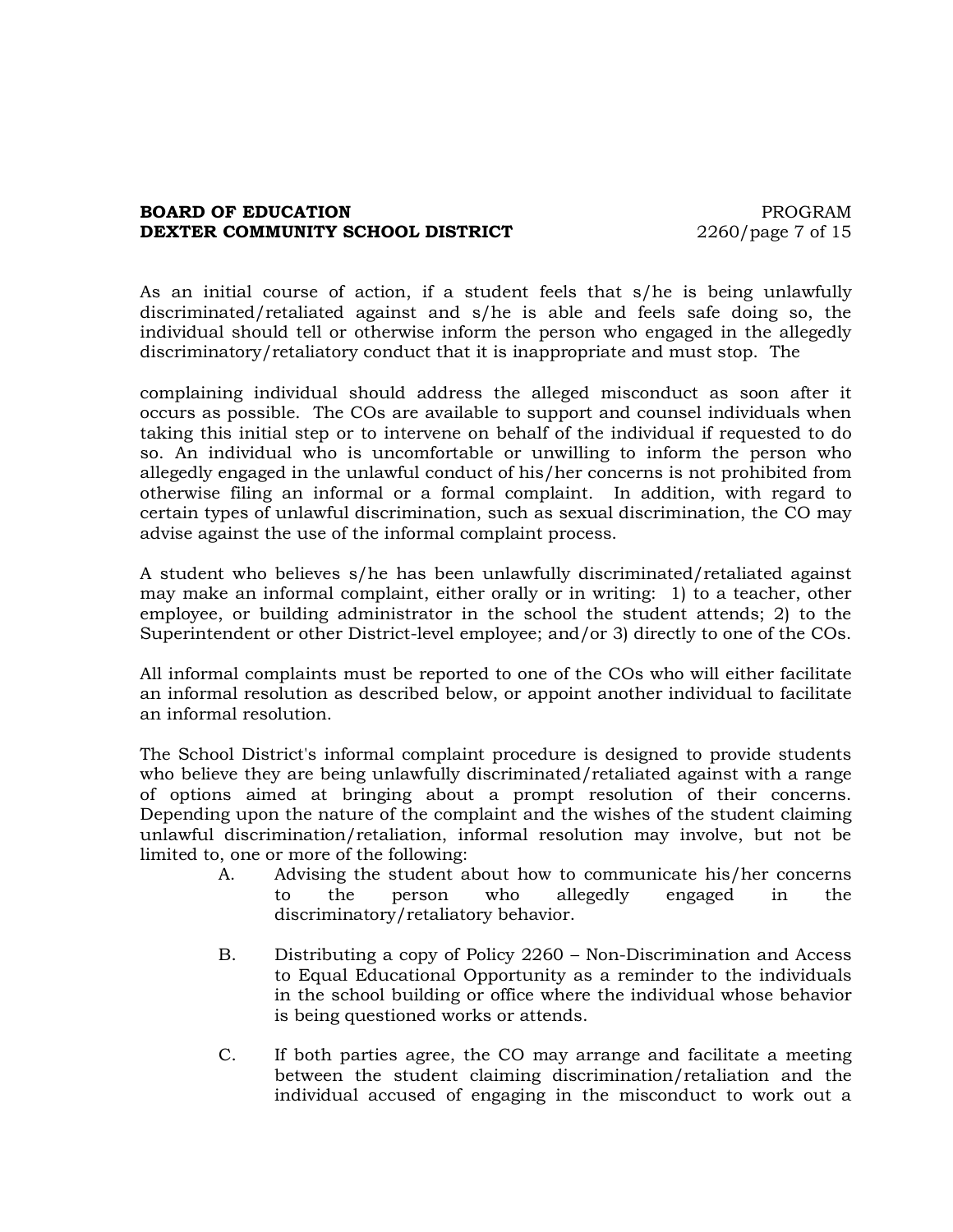As an initial course of action, if a student feels that s/he is being unlawfully discriminated/retaliated against and s/he is able and feels safe doing so, the individual should tell or otherwise inform the person who engaged in the allegedly discriminatory/retaliatory conduct that it is inappropriate and must stop. The

complaining individual should address the alleged misconduct as soon after it occurs as possible. The COs are available to support and counsel individuals when taking this initial step or to intervene on behalf of the individual if requested to do so. An individual who is uncomfortable or unwilling to inform the person who allegedly engaged in the unlawful conduct of his/her concerns is not prohibited from otherwise filing an informal or a formal complaint. In addition, with regard to certain types of unlawful discrimination, such as sexual discrimination, the CO may advise against the use of the informal complaint process.

A student who believes s/he has been unlawfully discriminated/retaliated against may make an informal complaint, either orally or in writing: 1) to a teacher, other employee, or building administrator in the school the student attends; 2) to the Superintendent or other District-level employee; and/or 3) directly to one of the COs.

All informal complaints must be reported to one of the COs who will either facilitate an informal resolution as described below, or appoint another individual to facilitate an informal resolution.

The School District's informal complaint procedure is designed to provide students who believe they are being unlawfully discriminated/retaliated against with a range of options aimed at bringing about a prompt resolution of their concerns. Depending upon the nature of the complaint and the wishes of the student claiming unlawful discrimination/retaliation, informal resolution may involve, but not be limited to, one or more of the following:

A. Advising the student about how to communicate his/her concerns to the person who allegedly engaged in the discriminatory/retaliatory behavior.

B. Distributing a copy of Policy 2260 – Non-Discrimination and Access to Equal Educational Opportunity as a reminder to the individuals in the school building or office where the individual whose behavior is being questioned works or attends.

C. If both parties agree, the CO may arrange and facilitate a meeting between the student claiming discrimination/retaliation and the individual accused of engaging in the misconduct to work out a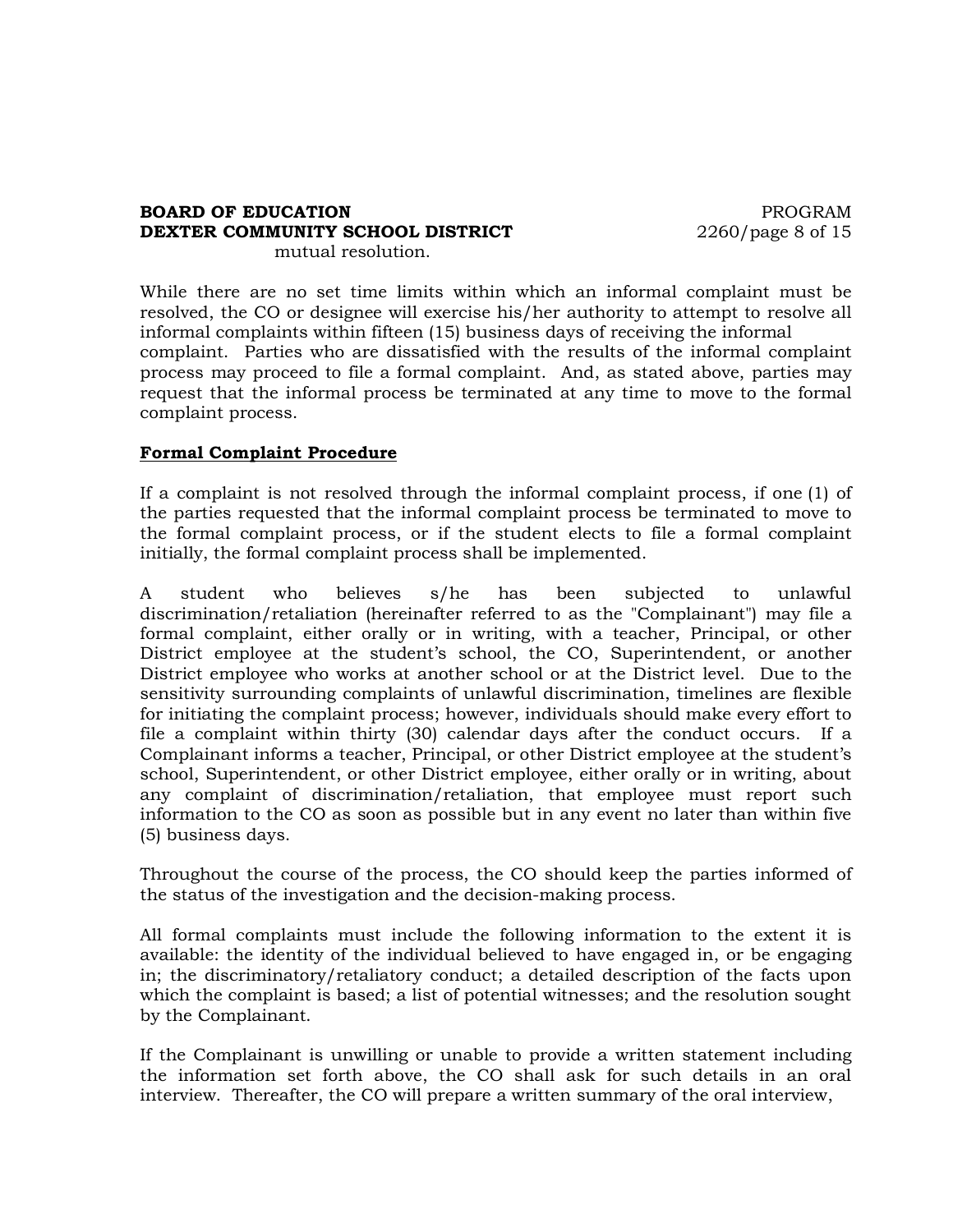mutual resolution.

While there are no set time limits within which an informal complaint must be resolved, the CO or designee will exercise his/her authority to attempt to resolve all informal complaints within fifteen (15) business days of receiving the informal complaint. Parties who are dissatisfied with the results of the informal complaint process may proceed to file a formal complaint. And, as stated above, parties may request that the informal process be terminated at any time to move to the formal complaint process.

**Formal Complaint Procedure**

If a complaint is not resolved through the informal complaint process, if one (1) of the parties requested that the informal complaint process be terminated to move to the formal complaint process, or if the student elects to file a formal complaint initially, the formal complaint process shall be implemented.

A student who believes s/he has been subjected to unlawful discrimination/retaliation (hereinafter referred to as the "Complainant") may file a formal complaint, either orally or in writing, with a teacher, Principal, or other District employee at the student's school, the CO, Superintendent, or another District employee who works at another school or at the District level. Due to the sensitivity surrounding complaints of unlawful discrimination, timelines are flexible for initiating the complaint process; however, individuals should make every effort to file a complaint within thirty (30) calendar days after the conduct occurs. If a Complainant informs a teacher, Principal, or other District employee at the student's school, Superintendent, or other District employee, either orally or in writing, about any complaint of discrimination/retaliation, that employee must report such information to the CO as soon as possible but in any event no later than within five (5) business days.

Throughout the course of the process, the CO should keep the parties informed of the status of the investigation and the decision-making process.

All formal complaints must include the following information to the extent it is available: the identity of the individual believed to have engaged in, or be engaging in; the discriminatory/retaliatory conduct; a detailed description of the facts upon which the complaint is based; a list of potential witnesses; and the resolution sought by the Complainant.

If the Complainant is unwilling or unable to provide a written statement including the information set forth above, the CO shall ask for such details in an oral interview. Thereafter, the CO will prepare a written summary of the oral interview,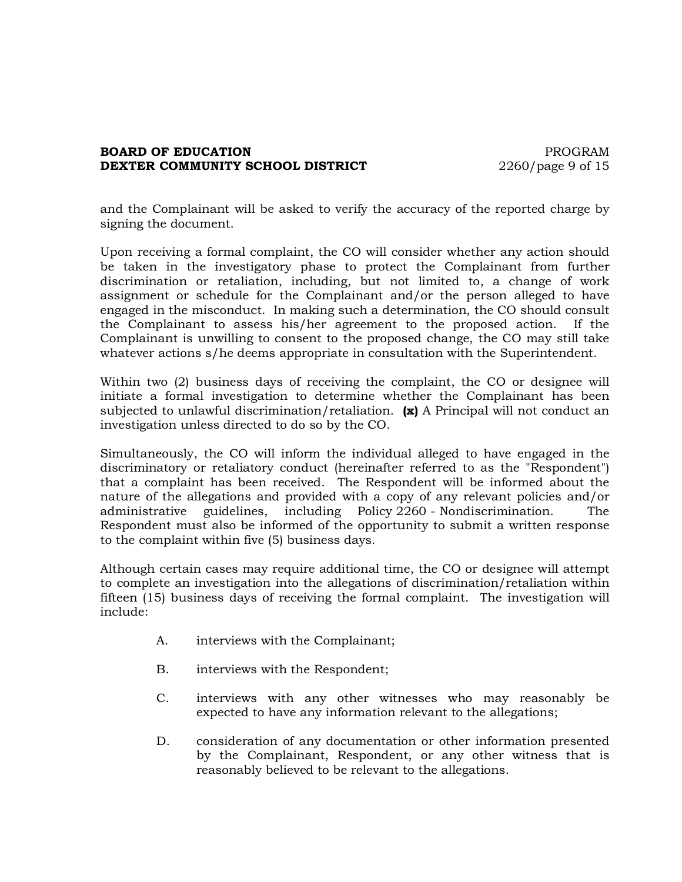and the Complainant will be asked to verify the accuracy of the reported charge by signing the document.

Upon receiving a formal complaint, the CO will consider whether any action should be taken in the investigatory phase to protect the Complainant from further discrimination or retaliation, including, but not limited to, a change of work assignment or schedule for the Complainant and/or the person alleged to have engaged in the misconduct. In making such a determination, the CO should consult the Complainant to assess his/her agreement to the proposed action. If the Complainant is unwilling to consent to the proposed change, the CO may still take whatever actions s/he deems appropriate in consultation with the Superintendent.

Within two (2) business days of receiving the complaint, the CO or designee will initiate a formal investigation to determine whether the Complainant has been subjected to unlawful discrimination/retaliation. **(x)** A Principal will not conduct an investigation unless directed to do so by the CO.

Simultaneously, the CO will inform the individual alleged to have engaged in the discriminatory or retaliatory conduct (hereinafter referred to as the "Respondent") that a complaint has been received. The Respondent will be informed about the nature of the allegations and provided with a copy of any relevant policies and/or administrative guidelines, including Policy 2260 - Nondiscrimination. The Respondent must also be informed of the opportunity to submit a written response to the complaint within five (5) business days.

Although certain cases may require additional time, the CO or designee will attempt to complete an investigation into the allegations of discrimination/retaliation within fifteen (15) business days of receiving the formal complaint. The investigation will include:

A. interviews with the Complainant;

B. interviews with the Respondent;

C. interviews with any other witnesses who may reasonably be expected to have any information relevant to the allegations;

D. consideration of any documentation or other information presented by the Complainant, Respondent, or any other witness that is reasonably believed to be relevant to the allegations.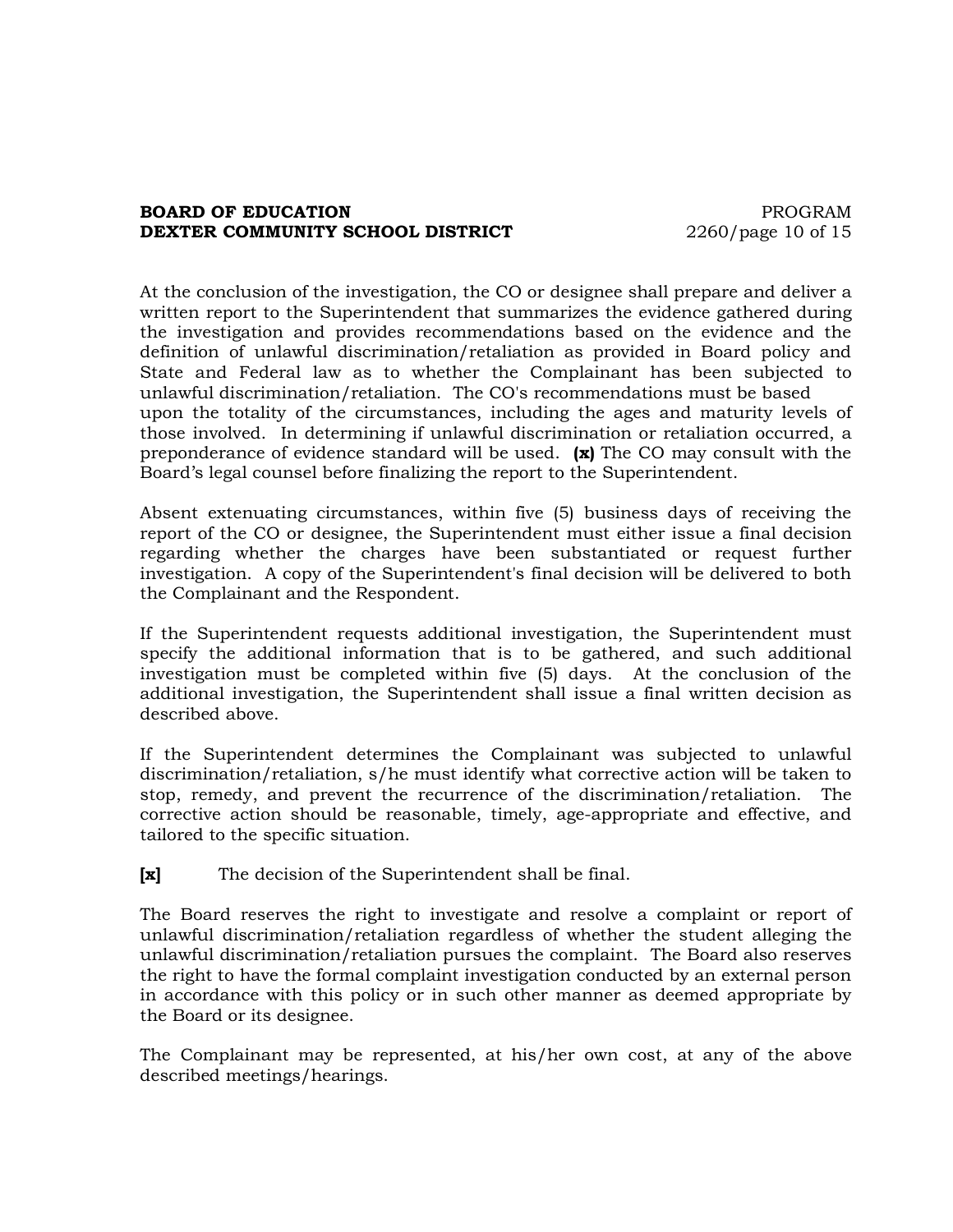At the conclusion of the investigation, the CO or designee shall prepare and deliver a written report to the Superintendent that summarizes the evidence gathered during the investigation and provides recommendations based on the evidence and the definition of unlawful discrimination/retaliation as provided in Board policy and State and Federal law as to whether the Complainant has been subjected to unlawful discrimination/retaliation. The CO's recommendations must be based upon the totality of the circumstances, including the ages and maturity levels of those involved. In determining if unlawful discrimination or retaliation occurred, a preponderance of evidence standard will be used. **(x)** The CO may consult with the Board's legal counsel before finalizing the report to the Superintendent.

Absent extenuating circumstances, within five (5) business days of receiving the report of the CO or designee, the Superintendent must either issue a final decision regarding whether the charges have been substantiated or request further investigation. A copy of the Superintendent's final decision will be delivered to both the Complainant and the Respondent.

If the Superintendent requests additional investigation, the Superintendent must specify the additional information that is to be gathered, and such additional investigation must be completed within five (5) days. At the conclusion of the additional investigation, the Superintendent shall issue a final written decision as described above.

If the Superintendent determines the Complainant was subjected to unlawful discrimination/retaliation, s/he must identify what corrective action will be taken to stop, remedy, and prevent the recurrence of the discrimination/retaliation. The corrective action should be reasonable, timely, age-appropriate and effective, and tailored to the specific situation.

**[x]** The decision of the Superintendent shall be final.

The Board reserves the right to investigate and resolve a complaint or report of unlawful discrimination/retaliation regardless of whether the student alleging the unlawful discrimination/retaliation pursues the complaint. The Board also reserves the right to have the formal complaint investigation conducted by an external person in accordance with this policy or in such other manner as deemed appropriate by the Board or its designee.

The Complainant may be represented, at his/her own cost, at any of the above described meetings/hearings.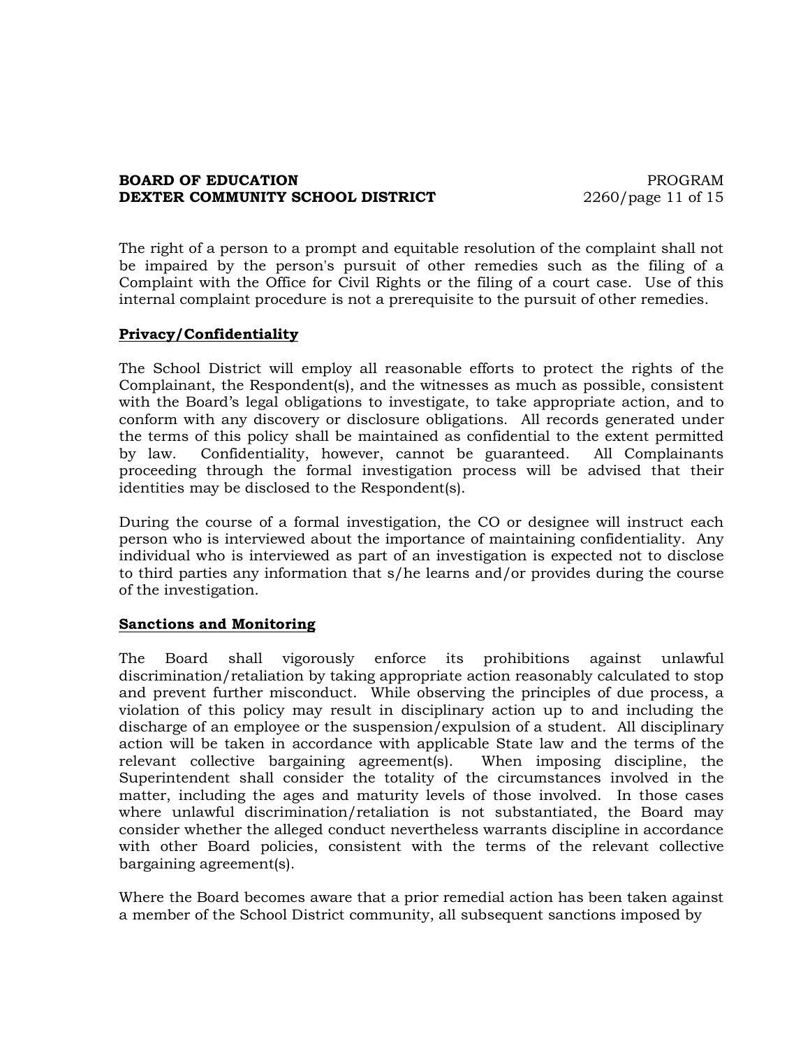The right of a person to a prompt and equitable resolution of the complaint shall not be impaired by the person's pursuit of other remedies such as the filing of a Complaint with the Office for Civil Rights or the filing of a court case. Use of this internal complaint procedure is not a prerequisite to the pursuit of other remedies.

**Privacy/Confidentiality**

The School District will employ all reasonable efforts to protect the rights of the Complainant, the Respondent(s), and the witnesses as much as possible, consistent with the Board's legal obligations to investigate, to take appropriate action, and to conform with any discovery or disclosure obligations. All records generated under the terms of this policy shall be maintained as confidential to the extent permitted by law. Confidentiality, however, cannot be guaranteed. All Complainants proceeding through the formal investigation process will be advised that their identities may be disclosed to the Respondent(s).

During the course of a formal investigation, the CO or designee will instruct each person who is interviewed about the importance of maintaining confidentiality. Any individual who is interviewed as part of an investigation is expected not to disclose to third parties any information that s/he learns and/or provides during the course of the investigation.

**Sanctions and Monitoring**

The Board shall vigorously enforce its prohibitions against unlawful discrimination/retaliation by taking appropriate action reasonably calculated to stop and prevent further misconduct. While observing the principles of due process, a violation of this policy may result in disciplinary action up to and including the discharge of an employee or the suspension/expulsion of a student. All disciplinary action will be taken in accordance with applicable State law and the terms of the relevant collective bargaining agreement(s). When imposing discipline, the Superintendent shall consider the totality of the circumstances involved in the matter, including the ages and maturity levels of those involved. In those cases where unlawful discrimination/retaliation is not substantiated, the Board may consider whether the alleged conduct nevertheless warrants discipline in accordance with other Board policies, consistent with the terms of the relevant collective bargaining agreement(s).

Where the Board becomes aware that a prior remedial action has been taken against a member of the School District community, all subsequent sanctions imposed by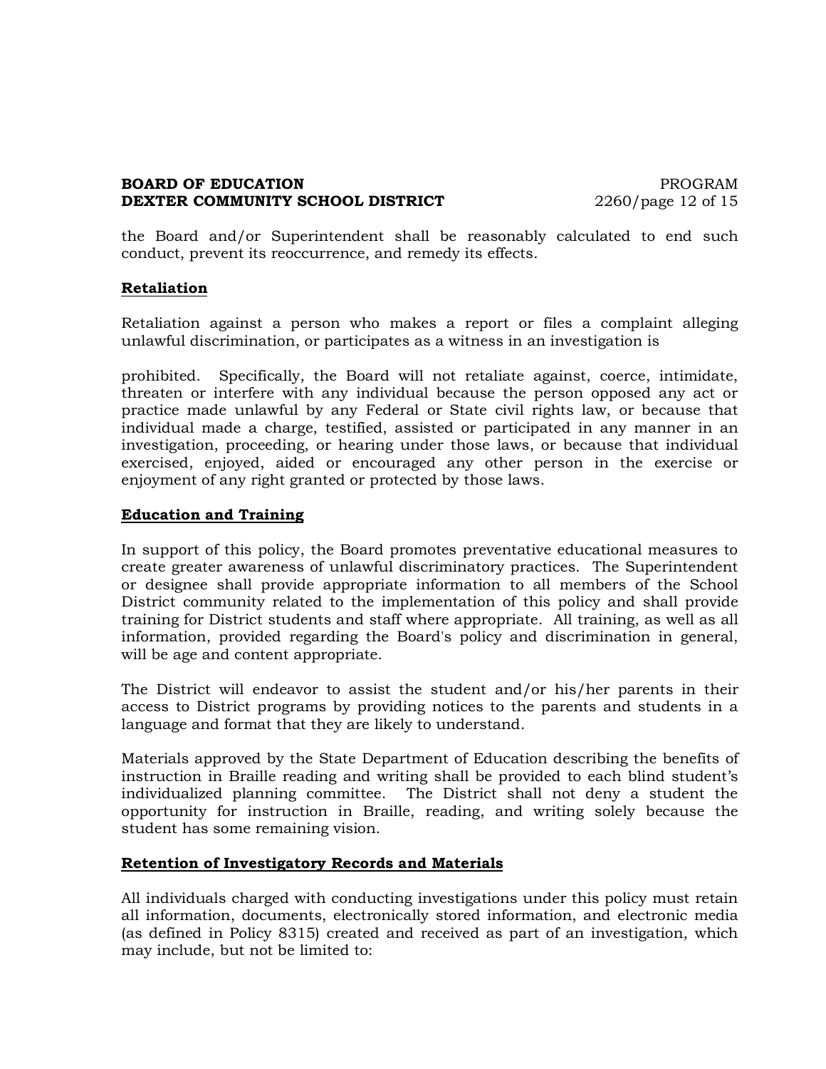the Board and/or Superintendent shall be reasonably calculated to end such conduct, prevent its reoccurrence, and remedy its effects.

**Retaliation**

Retaliation against a person who makes a report or files a complaint alleging unlawful discrimination, or participates as a witness in an investigation is

prohibited. Specifically, the Board will not retaliate against, coerce, intimidate, threaten or interfere with any individual because the person opposed any act or practice made unlawful by any Federal or State civil rights law, or because that individual made a charge, testified, assisted or participated in any manner in an investigation, proceeding, or hearing under those laws, or because that individual exercised, enjoyed, aided or encouraged any other person in the exercise or enjoyment of any right granted or protected by those laws.

**Education and Training**

In support of this policy, the Board promotes preventative educational measures to create greater awareness of unlawful discriminatory practices. The Superintendent or designee shall provide appropriate information to all members of the School District community related to the implementation of this policy and shall provide training for District students and staff where appropriate. All training, as well as all information, provided regarding the Board's policy and discrimination in general, will be age and content appropriate.

The District will endeavor to assist the student and/or his/her parents in their access to District programs by providing notices to the parents and students in a language and format that they are likely to understand.

Materials approved by the State Department of Education describing the benefits of instruction in Braille reading and writing shall be provided to each blind student's individualized planning committee. The District shall not deny a student the opportunity for instruction in Braille, reading, and writing solely because the student has some remaining vision.

**Retention of Investigatory Records and Materials**

All individuals charged with conducting investigations under this policy must retain all information, documents, electronically stored information, and electronic media (as defined in Policy 8315) created and received as part of an investigation, which may include, but not be limited to: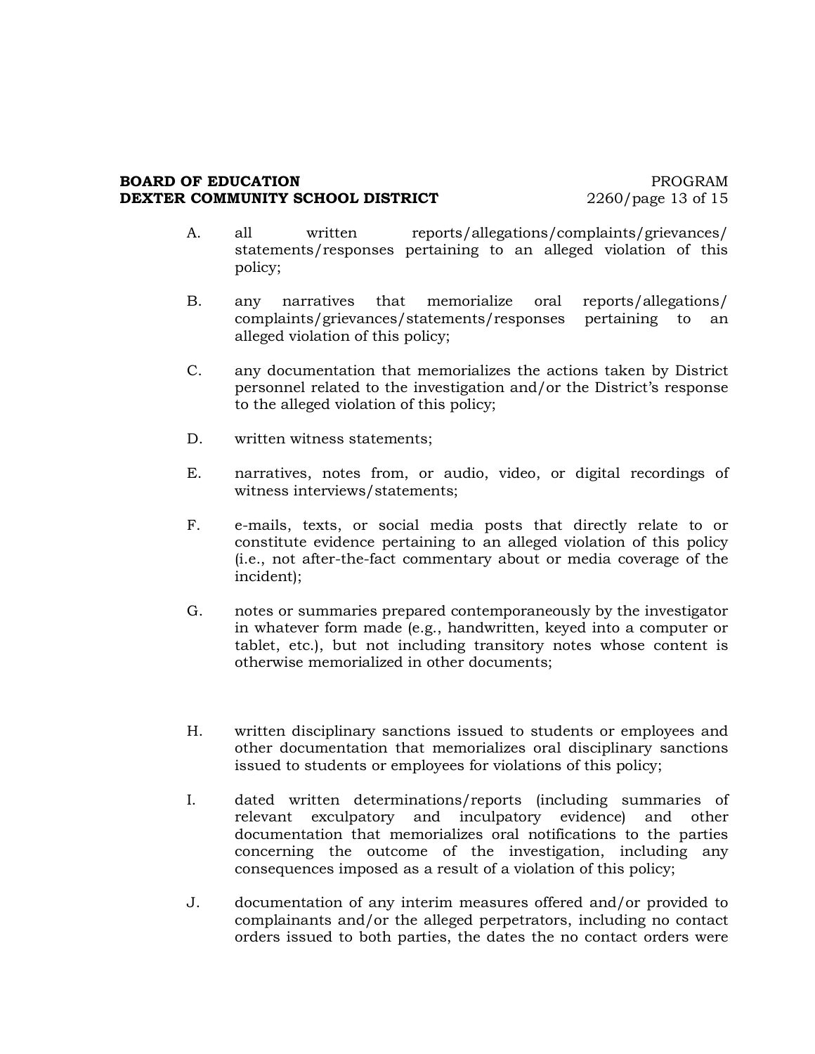A. all written reports/allegations/complaints/grievances/statements/responses pertaining to an alleged violation of this policy;

B. any narratives that memorialize oral reports/allegations/complaints/grievances/statements/responses pertaining to an alleged violation of this policy;

C. any documentation that memorializes the actions taken by District personnel related to the investigation and/or the District's response to the alleged violation of this policy;

D. written witness statements;

E. narratives, notes from, or audio, video, or digital recordings of witness interviews/statements;

F. e-mails, texts, or social media posts that directly relate to or constitute evidence pertaining to an alleged violation of this policy (i.e., not after-the-fact commentary about or media coverage of the incident);

G. notes or summaries prepared contemporaneously by the investigator in whatever form made (e.g., handwritten, keyed into a computer or tablet, etc.), but not including transitory notes whose content is otherwise memorialized in other documents;

H. written disciplinary sanctions issued to students or employees and other documentation that memorializes oral disciplinary sanctions issued to students or employees for violations of this policy;

I. dated written determinations/reports (including summaries of relevant exculpatory and inculpatory evidence) and other documentation that memorializes oral notifications to the parties concerning the outcome of the investigation, including any consequences imposed as a result of a violation of this policy;

J. documentation of any interim measures offered and/or provided to complainants and/or the alleged perpetrators, including no contact orders issued to both parties, the dates the no contact orders were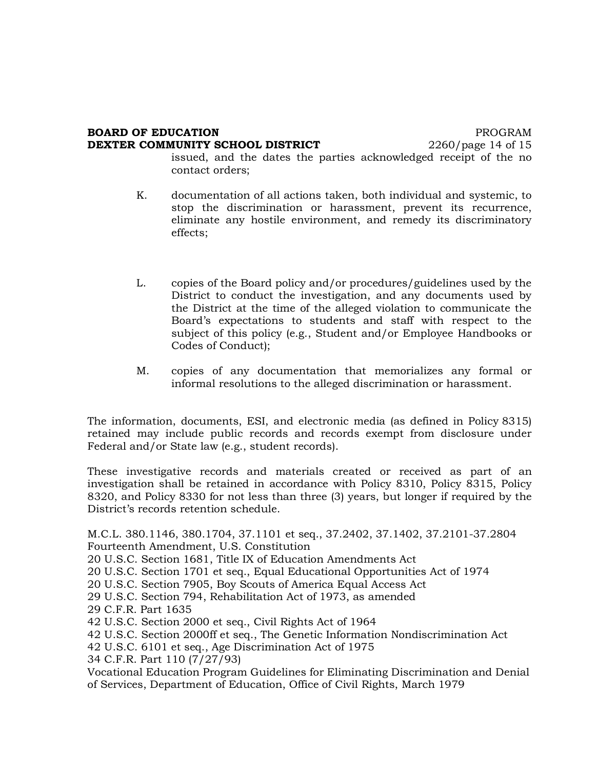issued, and the dates the parties acknowledged receipt of the no contact orders;

K. documentation of all actions taken, both individual and systemic, to stop the discrimination or harassment, prevent its recurrence, eliminate any hostile environment, and remedy its discriminatory effects;

L. copies of the Board policy and/or procedures/guidelines used by the District to conduct the investigation, and any documents used by the District at the time of the alleged violation to communicate the Board's expectations to students and staff with respect to the subject of this policy (e.g., Student and/or Employee Handbooks or Codes of Conduct);

M. copies of any documentation that memorializes any formal or informal resolutions to the alleged discrimination or harassment.

The information, documents, ESI, and electronic media (as defined in Policy 8315) retained may include public records and records exempt from disclosure under Federal and/or State law (e.g., student records).

These investigative records and materials created or received as part of an investigation shall be retained in accordance with Policy 8310, Policy 8315, Policy 8320, and Policy 8330 for not less than three (3) years, but longer if required by the District's records retention schedule.

M.C.L. 380.1146, 380.1704, 37.1101 et seq., 37.2402, 37.1402, 37.2101-37.2804
Fourteenth Amendment, U.S. Constitution
20 U.S.C. Section 1681, Title IX of Education Amendments Act
20 U.S.C. Section 1701 et seq., Equal Educational Opportunities Act of 1974
20 U.S.C. Section 7905, Boy Scouts of America Equal Access Act
29 U.S.C. Section 794, Rehabilitation Act of 1973, as amended
29 C.F.R. Part 1635
42 U.S.C. Section 2000 et seq., Civil Rights Act of 1964
42 U.S.C. Section 2000ff et seq., The Genetic Information Nondiscrimination Act
42 U.S.C. 6101 et seq., Age Discrimination Act of 1975
34 C.F.R. Part 110 (7/27/93)
Vocational Education Program Guidelines for Eliminating Discrimination and Denial of Services, Department of Education, Office of Civil Rights, March 1979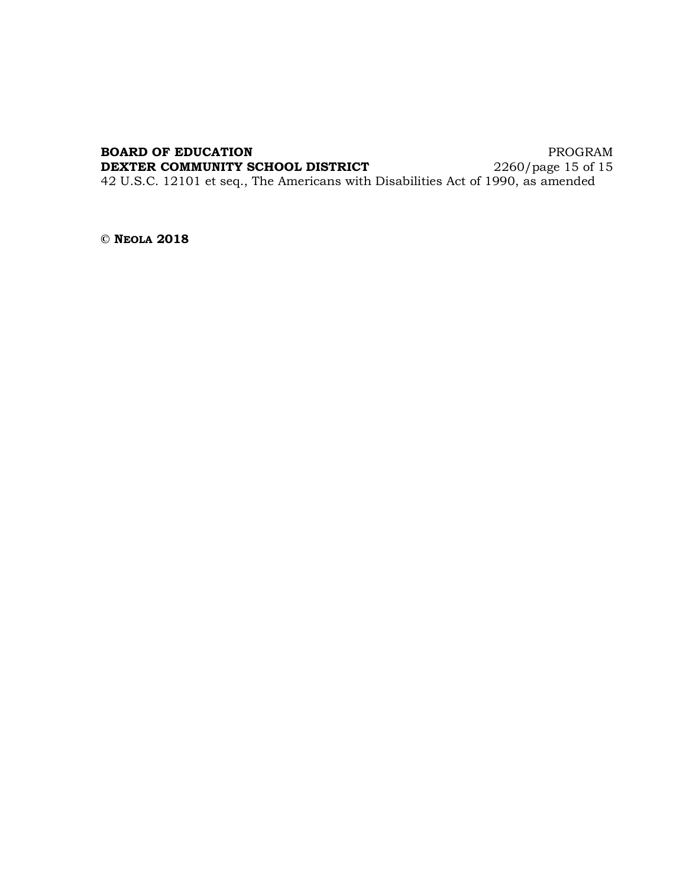42 U.S.C. 12101 et seq., The Americans with Disabilities Act of 1990, as amended

**© NEOLA 2018**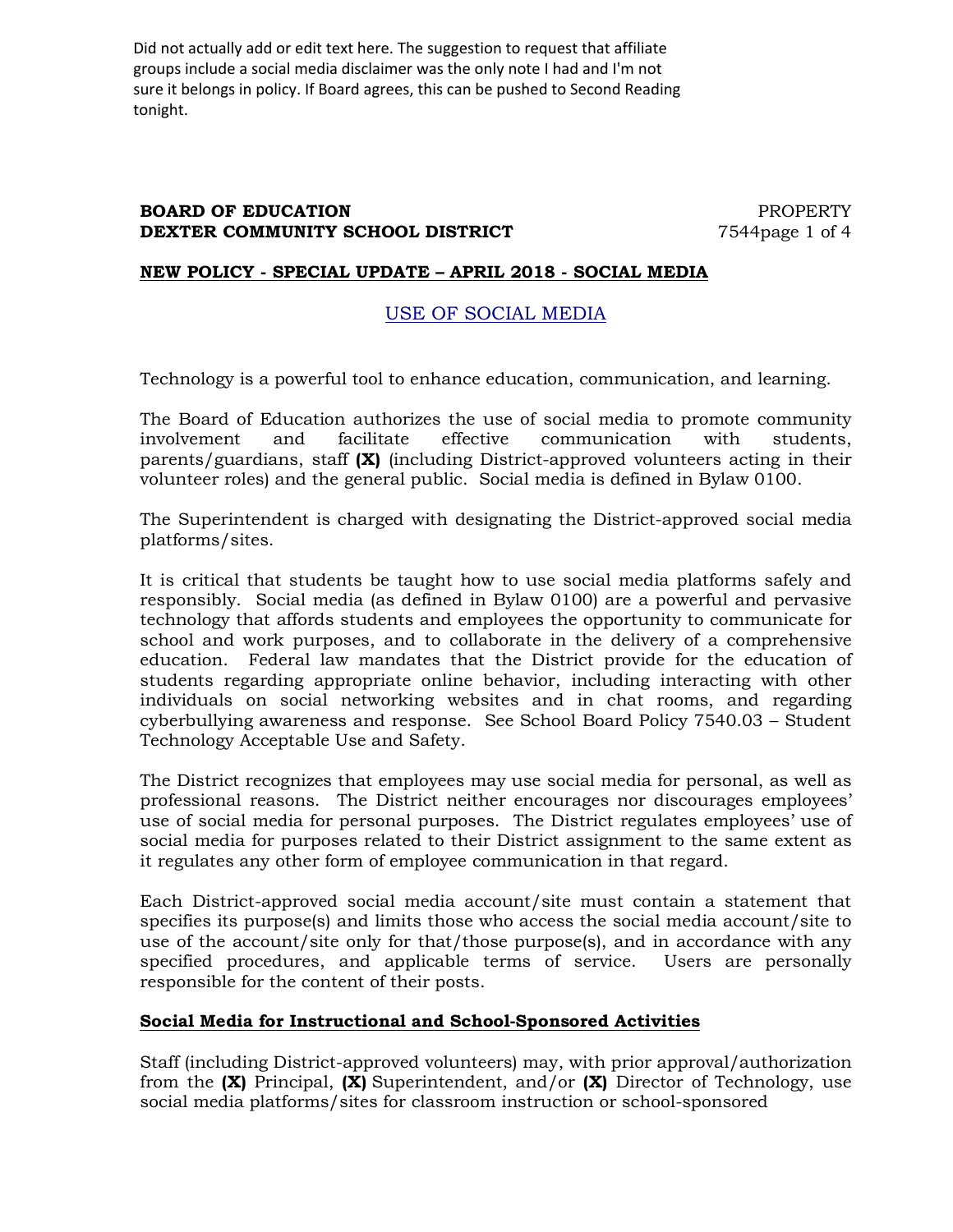Did not actually add or edit text here. The suggestion to request that affiliate groups include a social media disclaimer was the only note I had and I'm not sure it belongs in policy. If Board agrees, this can be pushed to Second Reading tonight.

**BOARD OF EDUCATION** PROPERTY
**DEXTER COMMUNITY SCHOOL DISTRICT** 7544

**NEW POLICY - SPECIAL UPDATE – APRIL 2018 - SOCIAL MEDIA**

# USE OF SOCIAL MEDIA

Technology is a powerful tool to enhance education, communication, and learning.

The Board of Education authorizes the use of social media to promote community involvement and facilitate effective communication with students, parents/guardians, staff **(X)** (including District-approved volunteers acting in their volunteer roles) and the general public. Social media is defined in Bylaw 0100.

The Superintendent is charged with designating the District-approved social media platforms/sites.

It is critical that students be taught how to use social media platforms safely and responsibly. Social media (as defined in Bylaw 0100) are a powerful and pervasive technology that affords students and employees the opportunity to communicate for school and work purposes, and to collaborate in the delivery of a comprehensive education. Federal law mandates that the District provide for the education of students regarding appropriate online behavior, including interacting with other individuals on social networking websites and in chat rooms, and regarding cyberbullying awareness and response. See School Board Policy 7540.03 – Student Technology Acceptable Use and Safety.

The District recognizes that employees may use social media for personal, as well as professional reasons. The District neither encourages nor discourages employees' use of social media for personal purposes. The District regulates employees' use of social media for purposes related to their District assignment to the same extent as it regulates any other form of employee communication in that regard.

Each District-approved social media account/site must contain a statement that specifies its purpose(s) and limits those who access the social media account/site to use of the account/site only for that/those purpose(s), and in accordance with any specified procedures, and applicable terms of service. Users are personally responsible for the content of their posts.

## Social Media for Instructional and School-Sponsored Activities

Staff (including District-approved volunteers) may, with prior approval/authorization from the **(X)** Principal, **(X)** Superintendent, and/or **(X)** Director of Technology, use social media platforms/sites for classroom instruction or school-sponsored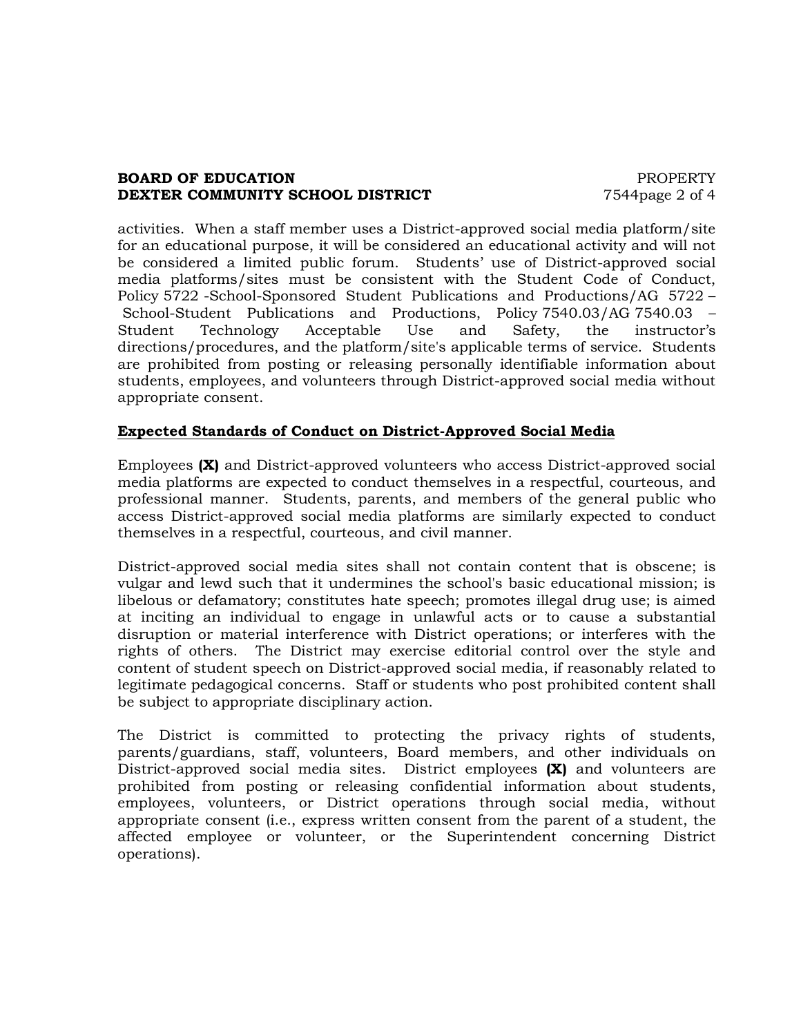activities. When a staff member uses a District-approved social media platform/site for an educational purpose, it will be considered an educational activity and will not be considered a limited public forum. Students' use of District-approved social media platforms/sites must be consistent with the Student Code of Conduct, Policy 5722 -School-Sponsored Student Publications and Productions/AG 5722 – School-Student Publications and Productions, Policy 7540.03/AG 7540.03 – Student Technology Acceptable Use and Safety, the instructor's directions/procedures, and the platform/site's applicable terms of service. Students are prohibited from posting or releasing personally identifiable information about students, employees, and volunteers through District-approved social media without appropriate consent.

**Expected Standards of Conduct on District-Approved Social Media**

Employees **(X)** and District-approved volunteers who access District-approved social media platforms are expected to conduct themselves in a respectful, courteous, and professional manner. Students, parents, and members of the general public who access District-approved social media platforms are similarly expected to conduct themselves in a respectful, courteous, and civil manner.

District-approved social media sites shall not contain content that is obscene; is vulgar and lewd such that it undermines the school's basic educational mission; is libelous or defamatory; constitutes hate speech; promotes illegal drug use; is aimed at inciting an individual to engage in unlawful acts or to cause a substantial disruption or material interference with District operations; or interferes with the rights of others. The District may exercise editorial control over the style and content of student speech on District-approved social media, if reasonably related to legitimate pedagogical concerns. Staff or students who post prohibited content shall be subject to appropriate disciplinary action.

The District is committed to protecting the privacy rights of students, parents/guardians, staff, volunteers, Board members, and other individuals on District-approved social media sites. District employees **(X)** and volunteers are prohibited from posting or releasing confidential information about students, employees, volunteers, or District operations through social media, without appropriate consent (i.e., express written consent from the parent of a student, the affected employee or volunteer, or the Superintendent concerning District operations).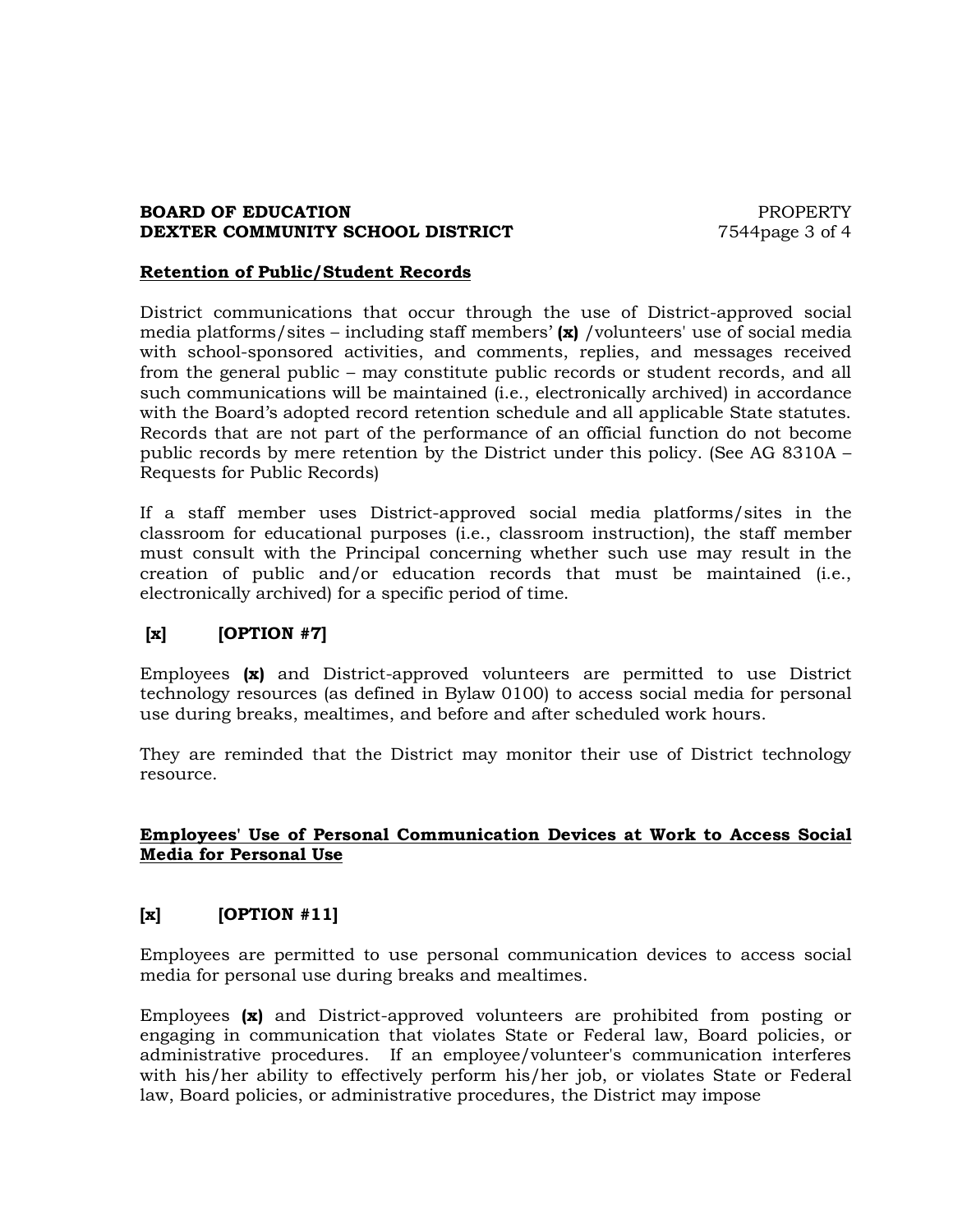**Retention of Public/Student Records**

District communications that occur through the use of District-approved social media platforms/sites – including staff members' **(x)** /volunteers' use of social media with school-sponsored activities, and comments, replies, and messages received from the general public – may constitute public records or student records, and all such communications will be maintained (i.e., electronically archived) in accordance with the Board's adopted record retention schedule and all applicable State statutes. Records that are not part of the performance of an official function do not become public records by mere retention by the District under this policy. (See AG 8310A – Requests for Public Records)

If a staff member uses District-approved social media platforms/sites in the classroom for educational purposes (i.e., classroom instruction), the staff member must consult with the Principal concerning whether such use may result in the creation of public and/or education records that must be maintained (i.e., electronically archived) for a specific period of time.

**[x] [OPTION #7]**

Employees **(x)** and District-approved volunteers are permitted to use District technology resources (as defined in Bylaw 0100) to access social media for personal use during breaks, mealtimes, and before and after scheduled work hours.

They are reminded that the District may monitor their use of District technology resource.

**Employees' Use of Personal Communication Devices at Work to Access Social Media for Personal Use**

**[x] [OPTION #11]**

Employees are permitted to use personal communication devices to access social media for personal use during breaks and mealtimes.

Employees **(x)** and District-approved volunteers are prohibited from posting or engaging in communication that violates State or Federal law, Board policies, or administrative procedures. If an employee/volunteer's communication interferes with his/her ability to effectively perform his/her job, or violates State or Federal law, Board policies, or administrative procedures, the District may impose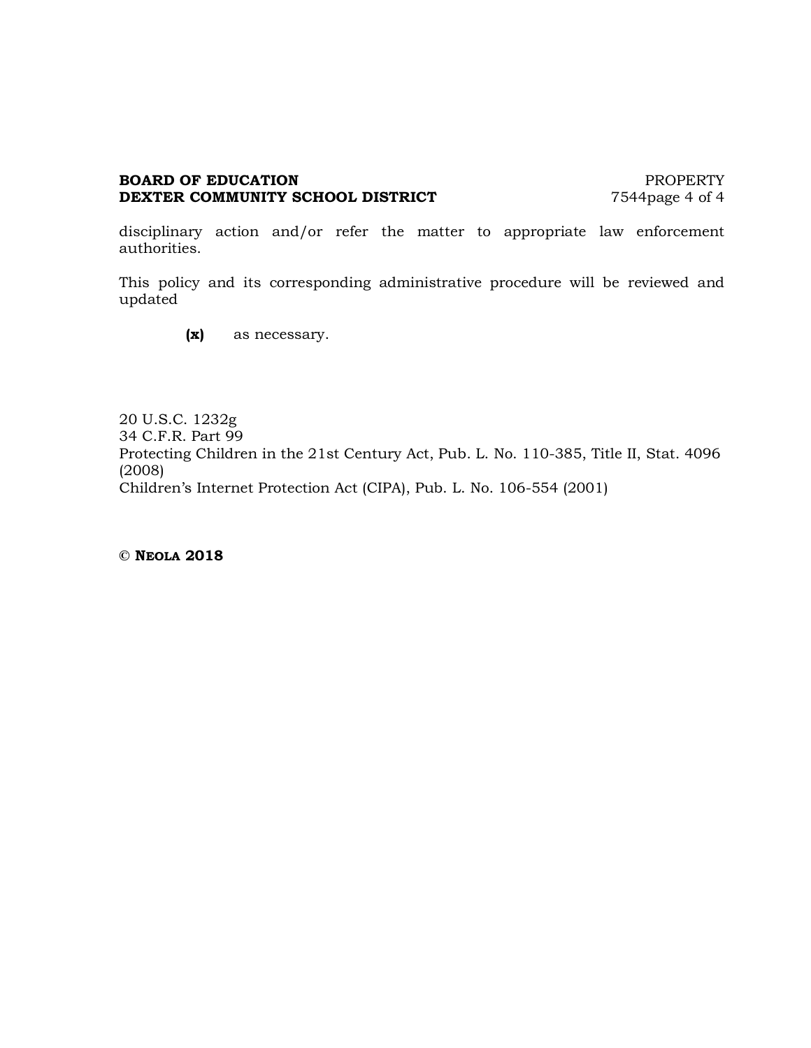disciplinary action and/or refer the matter to appropriate law enforcement authorities.

This policy and its corresponding administrative procedure will be reviewed and updated

**(x)** as necessary.

20 U.S.C. 1232g
34 C.F.R. Part 99
Protecting Children in the 21st Century Act, Pub. L. No. 110-385, Title II, Stat. 4096 (2008)
Children's Internet Protection Act (CIPA), Pub. L. No. 106-554 (2001)

**© NEOLA 2018**